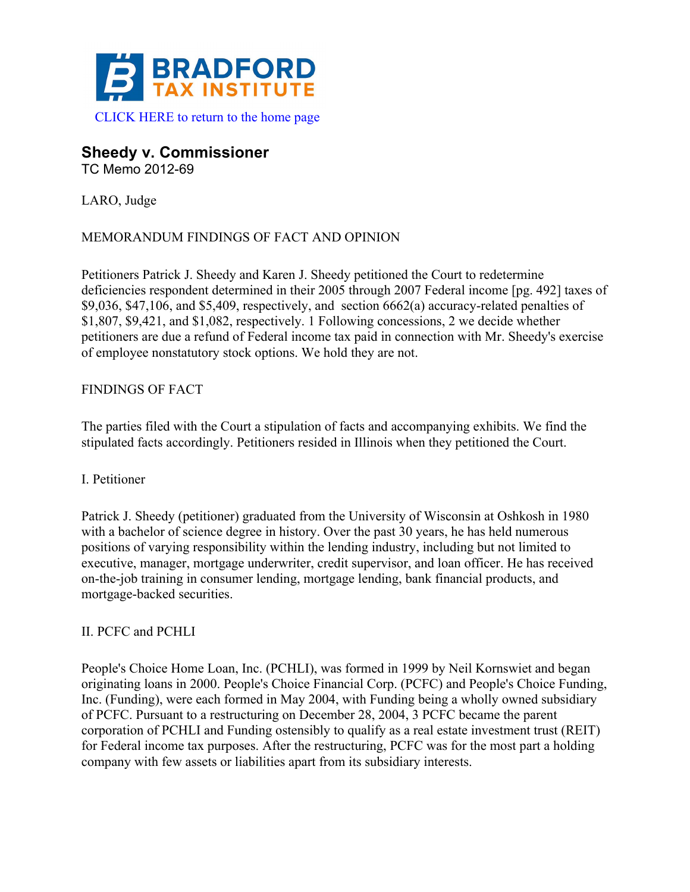BRADFORD TAX INSTITUTE

CLICK HERE to return to the home page

## Sheedy v. Commissioner

TC Memo 2012-69

LARO, Judge

MEMORANDUM FINDINGS OF FACT AND OPINION

Petitioners Patrick J. Sheedy and Karen J. Sheedy petitioned the Court to redetermine deficiencies respondent determined in their 2005 through 2007 Federal income [pg. 492] taxes of $9,036, $47,106, and $5,409, respectively, and section 6662(a) accuracy-related penalties of $1,807, $9,421, and $1,082, respectively. 1 Following concessions, 2 we decide whether petitioners are due a refund of Federal income tax paid in connection with Mr. Sheedy's exercise of employee nonstatutory stock options. We hold they are not.

FINDINGS OF FACT

The parties filed with the Court a stipulation of facts and accompanying exhibits. We find the stipulated facts accordingly. Petitioners resided in Illinois when they petitioned the Court.

I. Petitioner

Patrick J. Sheedy (petitioner) graduated from the University of Wisconsin at Oshkosh in 1980 with a bachelor of science degree in history. Over the past 30 years, he has held numerous positions of varying responsibility within the lending industry, including but not limited to executive, manager, mortgage underwriter, credit supervisor, and loan officer. He has received on-the-job training in consumer lending, mortgage lending, bank financial products, and mortgage-backed securities.

II. PCFC and PCHLI

People's Choice Home Loan, Inc. (PCHLI), was formed in 1999 by Neil Kornswiet and began originating loans in 2000. People's Choice Financial Corp. (PCFC) and People's Choice Funding, Inc. (Funding), were each formed in May 2004, with Funding being a wholly owned subsidiary of PCFC. Pursuant to a restructuring on December 28, 2004, 3 PCFC became the parent corporation of PCHLI and Funding ostensibly to qualify as a real estate investment trust (REIT) for Federal income tax purposes. After the restructuring, PCFC was for the most part a holding company with few assets or liabilities apart from its subsidiary interests.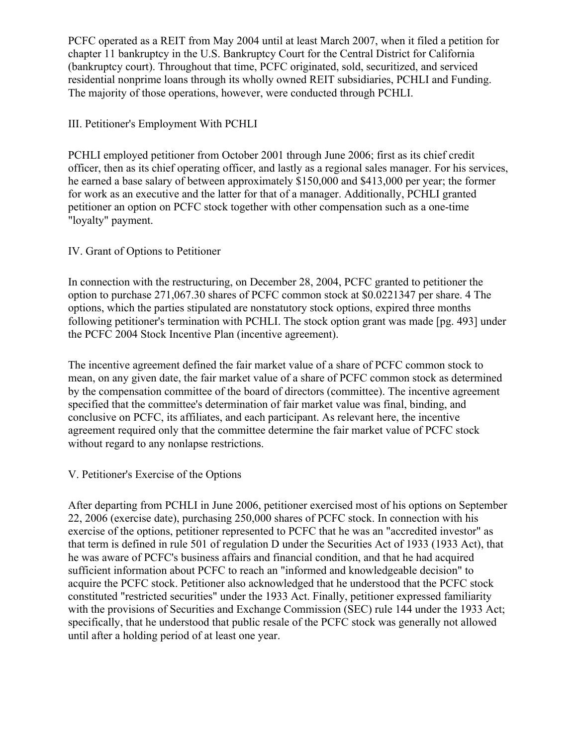PCFC operated as a REIT from May 2004 until at least March 2007, when it filed a petition for chapter 11 bankruptcy in the U.S. Bankruptcy Court for the Central District for California (bankruptcy court). Throughout that time, PCFC originated, sold, securitized, and serviced residential nonprime loans through its wholly owned REIT subsidiaries, PCHLI and Funding. The majority of those operations, however, were conducted through PCHLI.

## III. Petitioner's Employment With PCHLI

PCHLI employed petitioner from October 2001 through June 2006; first as its chief credit officer, then as its chief operating officer, and lastly as a regional sales manager. For his services, he earned a base salary of between approximately $150,000 and $413,000 per year; the former for work as an executive and the latter for that of a manager. Additionally, PCHLI granted petitioner an option on PCFC stock together with other compensation such as a one-time "loyalty" payment.

## IV. Grant of Options to Petitioner

In connection with the restructuring, on December 28, 2004, PCFC granted to petitioner the option to purchase 271,067.30 shares of PCFC common stock at $0.0221347 per share. 4 The options, which the parties stipulated are nonstatutory stock options, expired three months following petitioner's termination with PCHLI. The stock option grant was made [pg. 493] under the PCFC 2004 Stock Incentive Plan (incentive agreement).

The incentive agreement defined the fair market value of a share of PCFC common stock to mean, on any given date, the fair market value of a share of PCFC common stock as determined by the compensation committee of the board of directors (committee). The incentive agreement specified that the committee's determination of fair market value was final, binding, and conclusive on PCFC, its affiliates, and each participant. As relevant here, the incentive agreement required only that the committee determine the fair market value of PCFC stock without regard to any nonlapse restrictions.

## V. Petitioner's Exercise of the Options

After departing from PCHLI in June 2006, petitioner exercised most of his options on September 22, 2006 (exercise date), purchasing 250,000 shares of PCFC stock. In connection with his exercise of the options, petitioner represented to PCFC that he was an "accredited investor" as that term is defined in rule 501 of regulation D under the Securities Act of 1933 (1933 Act), that he was aware of PCFC's business affairs and financial condition, and that he had acquired sufficient information about PCFC to reach an "informed and knowledgeable decision" to acquire the PCFC stock. Petitioner also acknowledged that he understood that the PCFC stock constituted "restricted securities" under the 1933 Act. Finally, petitioner expressed familiarity with the provisions of Securities and Exchange Commission (SEC) rule 144 under the 1933 Act; specifically, that he understood that public resale of the PCFC stock was generally not allowed until after a holding period of at least one year.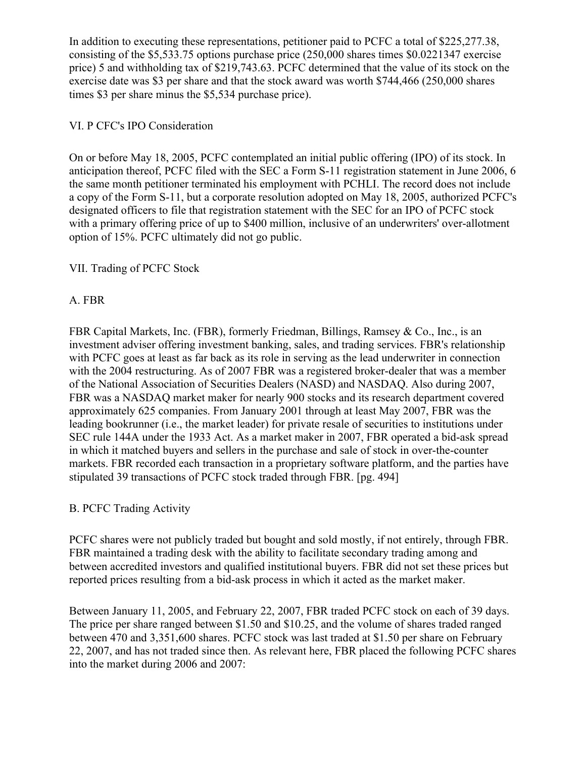In addition to executing these representations, petitioner paid to PCFC a total of $225,277.38, consisting of the $5,533.75 options purchase price (250,000 shares times $0.0221347 exercise price) 5 and withholding tax of $219,743.63. PCFC determined that the value of its stock on the exercise date was $3 per share and that the stock award was worth $744,466 (250,000 shares times $3 per share minus the $5,534 purchase price).

## VI. P CFC's IPO Consideration

On or before May 18, 2005, PCFC contemplated an initial public offering (IPO) of its stock. In anticipation thereof, PCFC filed with the SEC a Form S-11 registration statement in June 2006, 6 the same month petitioner terminated his employment with PCHLI. The record does not include a copy of the Form S-11, but a corporate resolution adopted on May 18, 2005, authorized PCFC's designated officers to file that registration statement with the SEC for an IPO of PCFC stock with a primary offering price of up to $400 million, inclusive of an underwriters' over-allotment option of 15%. PCFC ultimately did not go public.

## VII. Trading of PCFC Stock

### A. FBR

FBR Capital Markets, Inc. (FBR), formerly Friedman, Billings, Ramsey & Co., Inc., is an investment adviser offering investment banking, sales, and trading services. FBR's relationship with PCFC goes at least as far back as its role in serving as the lead underwriter in connection with the 2004 restructuring. As of 2007 FBR was a registered broker-dealer that was a member of the National Association of Securities Dealers (NASD) and NASDAQ. Also during 2007, FBR was a NASDAQ market maker for nearly 900 stocks and its research department covered approximately 625 companies. From January 2001 through at least May 2007, FBR was the leading bookrunner (i.e., the market leader) for private resale of securities to institutions under SEC rule 144A under the 1933 Act. As a market maker in 2007, FBR operated a bid-ask spread in which it matched buyers and sellers in the purchase and sale of stock in over-the-counter markets. FBR recorded each transaction in a proprietary software platform, and the parties have stipulated 39 transactions of PCFC stock traded through FBR. [pg. 494]

### B. PCFC Trading Activity

PCFC shares were not publicly traded but bought and sold mostly, if not entirely, through FBR. FBR maintained a trading desk with the ability to facilitate secondary trading among and between accredited investors and qualified institutional buyers. FBR did not set these prices but reported prices resulting from a bid-ask process in which it acted as the market maker.

Between January 11, 2005, and February 22, 2007, FBR traded PCFC stock on each of 39 days. The price per share ranged between $1.50 and $10.25, and the volume of shares traded ranged between 470 and 3,351,600 shares. PCFC stock was last traded at $1.50 per share on February 22, 2007, and has not traded since then. As relevant here, FBR placed the following PCFC shares into the market during 2006 and 2007: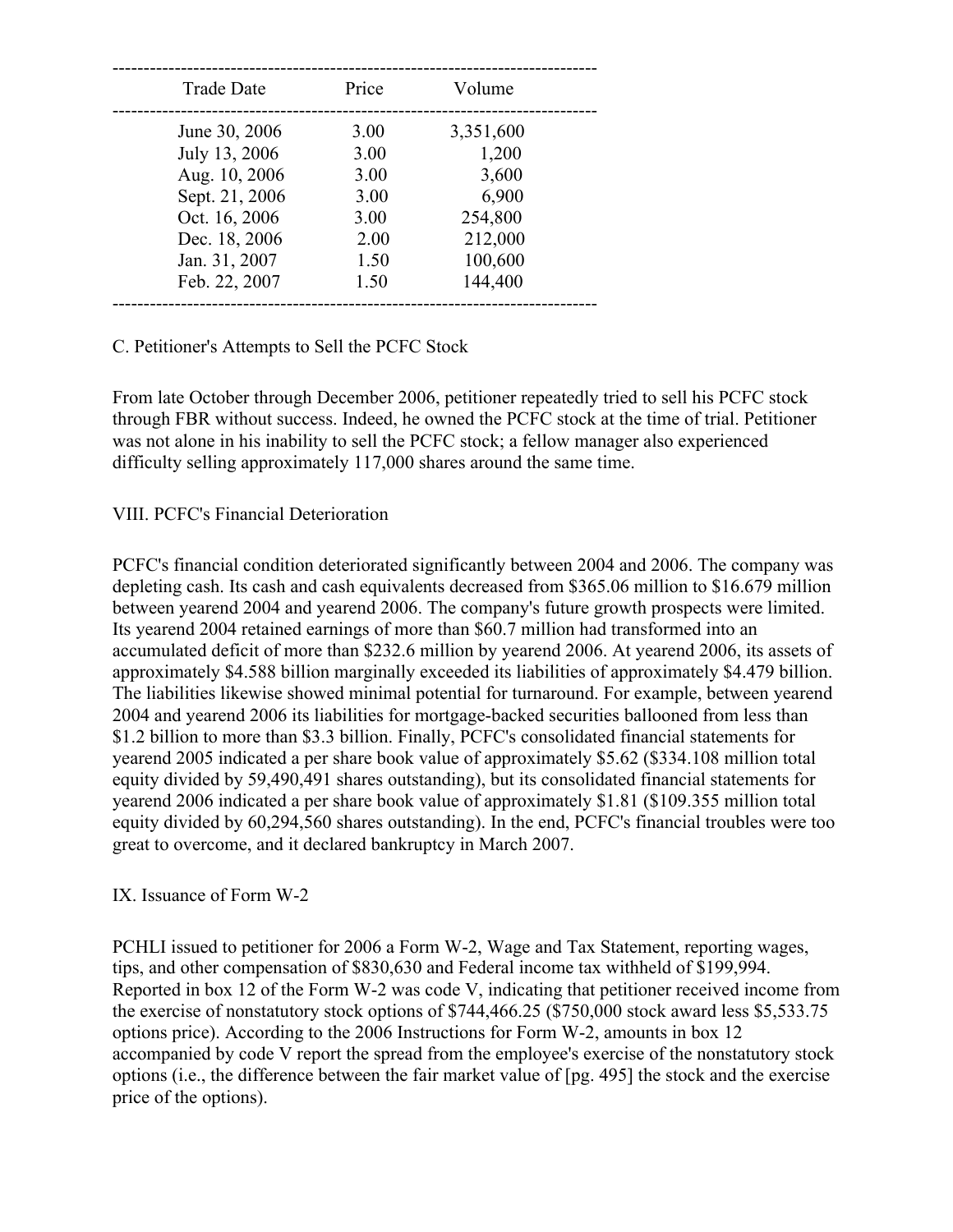| Trade Date | Price | Volume |
| --- | --- | --- |
| June 30, 2006 | 3.00 | 3,351,600 |
| July 13, 2006 | 3.00 | 1,200 |
| Aug. 10, 2006 | 3.00 | 3,600 |
| Sept. 21, 2006 | 3.00 | 6,900 |
| Oct. 16, 2006 | 3.00 | 254,800 |
| Dec. 18, 2006 | 2.00 | 212,000 |
| Jan. 31, 2007 | 1.50 | 100,600 |
| Feb. 22, 2007 | 1.50 | 144,400 |

C. Petitioner's Attempts to Sell the PCFC Stock

From late October through December 2006, petitioner repeatedly tried to sell his PCFC stock through FBR without success. Indeed, he owned the PCFC stock at the time of trial. Petitioner was not alone in his inability to sell the PCFC stock; a fellow manager also experienced difficulty selling approximately 117,000 shares around the same time.

VIII. PCFC's Financial Deterioration

PCFC's financial condition deteriorated significantly between 2004 and 2006. The company was depleting cash. Its cash and cash equivalents decreased from $365.06 million to $16.679 million between yearend 2004 and yearend 2006. The company's future growth prospects were limited. Its yearend 2004 retained earnings of more than $60.7 million had transformed into an accumulated deficit of more than $232.6 million by yearend 2006. At yearend 2006, its assets of approximately $4.588 billion marginally exceeded its liabilities of approximately $4.479 billion. The liabilities likewise showed minimal potential for turnaround. For example, between yearend 2004 and yearend 2006 its liabilities for mortgage-backed securities ballooned from less than $1.2 billion to more than $3.3 billion. Finally, PCFC's consolidated financial statements for yearend 2005 indicated a per share book value of approximately $5.62 ($334.108 million total equity divided by 59,490,491 shares outstanding), but its consolidated financial statements for yearend 2006 indicated a per share book value of approximately $1.81 ($109.355 million total equity divided by 60,294,560 shares outstanding). In the end, PCFC's financial troubles were too great to overcome, and it declared bankruptcy in March 2007.

IX. Issuance of Form W-2

PCHLI issued to petitioner for 2006 a Form W-2, Wage and Tax Statement, reporting wages, tips, and other compensation of $830,630 and Federal income tax withheld of $199,994. Reported in box 12 of the Form W-2 was code V, indicating that petitioner received income from the exercise of nonstatutory stock options of $744,466.25 ($750,000 stock award less $5,533.75 options price). According to the 2006 Instructions for Form W-2, amounts in box 12 accompanied by code V report the spread from the employee's exercise of the nonstatutory stock options (i.e., the difference between the fair market value of [pg. 495] the stock and the exercise price of the options).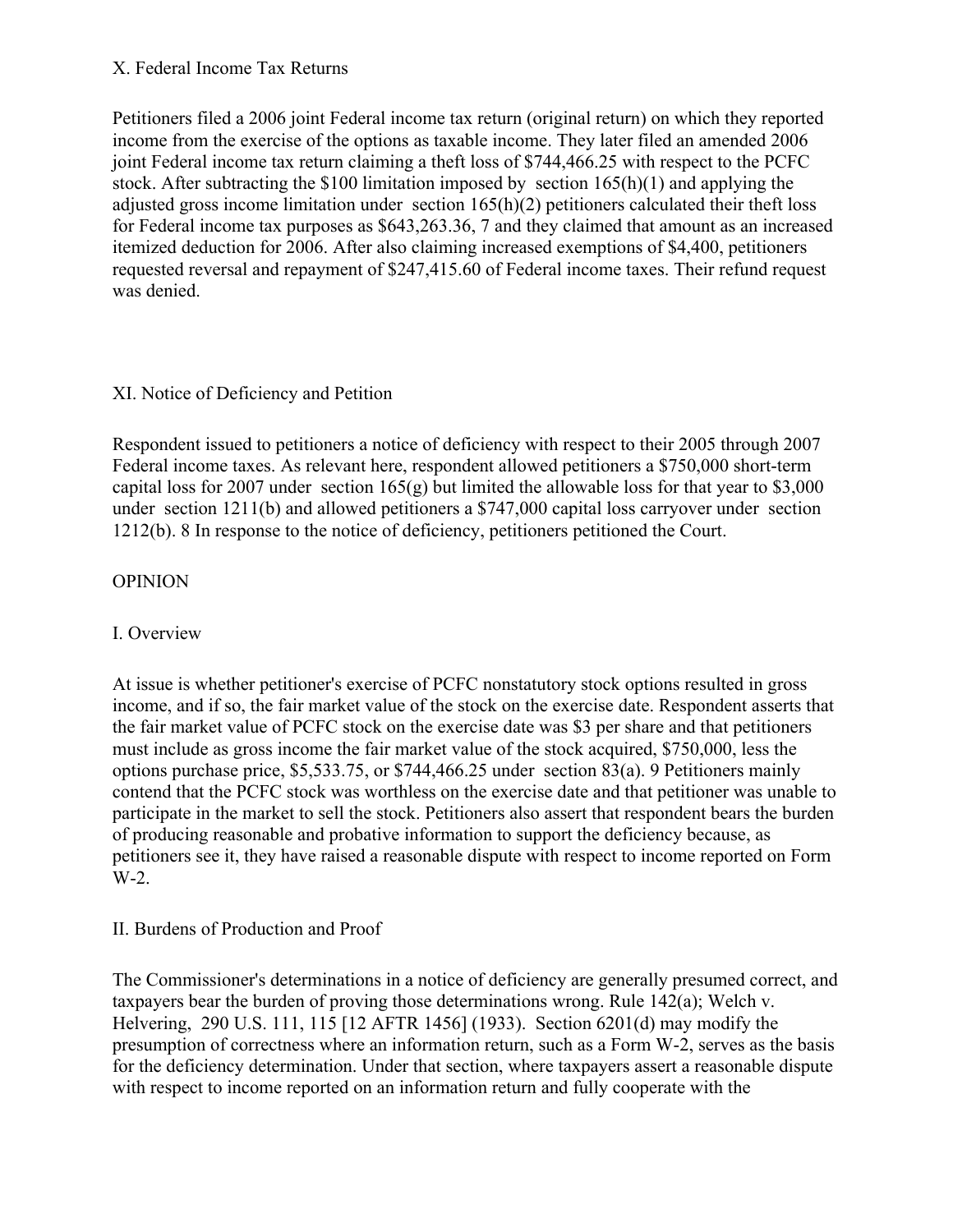## X. Federal Income Tax Returns

Petitioners filed a 2006 joint Federal income tax return (original return) on which they reported income from the exercise of the options as taxable income. They later filed an amended 2006 joint Federal income tax return claiming a theft loss of $744,466.25 with respect to the PCFC stock. After subtracting the $100 limitation imposed by section 165(h)(1) and applying the adjusted gross income limitation under section 165(h)(2) petitioners calculated their theft loss for Federal income tax purposes as $643,263.36, 7 and they claimed that amount as an increased itemized deduction for 2006. After also claiming increased exemptions of $4,400, petitioners requested reversal and repayment of $247,415.60 of Federal income taxes. Their refund request was denied.

## XI. Notice of Deficiency and Petition

Respondent issued to petitioners a notice of deficiency with respect to their 2005 through 2007 Federal income taxes. As relevant here, respondent allowed petitioners a $750,000 short-term capital loss for 2007 under section 165(g) but limited the allowable loss for that year to $3,000 under section 1211(b) and allowed petitioners a $747,000 capital loss carryover under section 1212(b). 8 In response to the notice of deficiency, petitioners petitioned the Court.

# OPINION

## I. Overview

At issue is whether petitioner's exercise of PCFC nonstatutory stock options resulted in gross income, and if so, the fair market value of the stock on the exercise date. Respondent asserts that the fair market value of PCFC stock on the exercise date was $3 per share and that petitioners must include as gross income the fair market value of the stock acquired, $750,000, less the options purchase price, $5,533.75, or $744,466.25 under section 83(a). 9 Petitioners mainly contend that the PCFC stock was worthless on the exercise date and that petitioner was unable to participate in the market to sell the stock. Petitioners also assert that respondent bears the burden of producing reasonable and probative information to support the deficiency because, as petitioners see it, they have raised a reasonable dispute with respect to income reported on Form W-2.

## II. Burdens of Production and Proof

The Commissioner's determinations in a notice of deficiency are generally presumed correct, and taxpayers bear the burden of proving those determinations wrong. Rule 142(a); Welch v. Helvering, 290 U.S. 111, 115 [12 AFTR 1456] (1933). Section 6201(d) may modify the presumption of correctness where an information return, such as a Form W-2, serves as the basis for the deficiency determination. Under that section, where taxpayers assert a reasonable dispute with respect to income reported on an information return and fully cooperate with the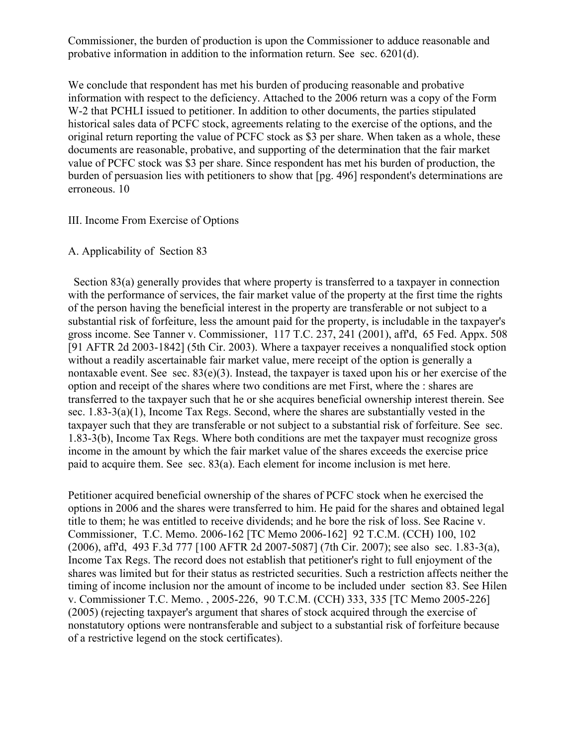Commissioner, the burden of production is upon the Commissioner to adduce reasonable and probative information in addition to the information return. See sec. 6201(d).

We conclude that respondent has met his burden of producing reasonable and probative information with respect to the deficiency. Attached to the 2006 return was a copy of the Form W-2 that PCHLI issued to petitioner. In addition to other documents, the parties stipulated historical sales data of PCFC stock, agreements relating to the exercise of the options, and the original return reporting the value of PCFC stock as $3 per share. When taken as a whole, these documents are reasonable, probative, and supporting of the determination that the fair market value of PCFC stock was $3 per share. Since respondent has met his burden of production, the burden of persuasion lies with petitioners to show that [pg. 496] respondent's determinations are erroneous. 10

III. Income From Exercise of Options

A. Applicability of Section 83

Section 83(a) generally provides that where property is transferred to a taxpayer in connection with the performance of services, the fair market value of the property at the first time the rights of the person having the beneficial interest in the property are transferable or not subject to a substantial risk of forfeiture, less the amount paid for the property, is includable in the taxpayer's gross income. See Tanner v. Commissioner, 117 T.C. 237, 241 (2001), aff'd, 65 Fed. Appx. 508 [91 AFTR 2d 2003-1842] (5th Cir. 2003). Where a taxpayer receives a nonqualified stock option without a readily ascertainable fair market value, mere receipt of the option is generally a nontaxable event. See sec. 83(e)(3). Instead, the taxpayer is taxed upon his or her exercise of the option and receipt of the shares where two conditions are met First, where the : shares are transferred to the taxpayer such that he or she acquires beneficial ownership interest therein. See sec. 1.83-3(a)(1), Income Tax Regs. Second, where the shares are substantially vested in the taxpayer such that they are transferable or not subject to a substantial risk of forfeiture. See sec. 1.83-3(b), Income Tax Regs. Where both conditions are met the taxpayer must recognize gross income in the amount by which the fair market value of the shares exceeds the exercise price paid to acquire them. See sec. 83(a). Each element for income inclusion is met here.

Petitioner acquired beneficial ownership of the shares of PCFC stock when he exercised the options in 2006 and the shares were transferred to him. He paid for the shares and obtained legal title to them; he was entitled to receive dividends; and he bore the risk of loss. See Racine v. Commissioner, T.C. Memo. 2006-162 [TC Memo 2006-162] 92 T.C.M. (CCH) 100, 102 (2006), aff'd, 493 F.3d 777 [100 AFTR 2d 2007-5087] (7th Cir. 2007); see also sec. 1.83-3(a), Income Tax Regs. The record does not establish that petitioner's right to full enjoyment of the shares was limited but for their status as restricted securities. Such a restriction affects neither the timing of income inclusion nor the amount of income to be included under section 83. See Hilen v. Commissioner T.C. Memo. , 2005-226, 90 T.C.M. (CCH) 333, 335 [TC Memo 2005-226] (2005) (rejecting taxpayer's argument that shares of stock acquired through the exercise of nonstatutory options were nontransferable and subject to a substantial risk of forfeiture because of a restrictive legend on the stock certificates).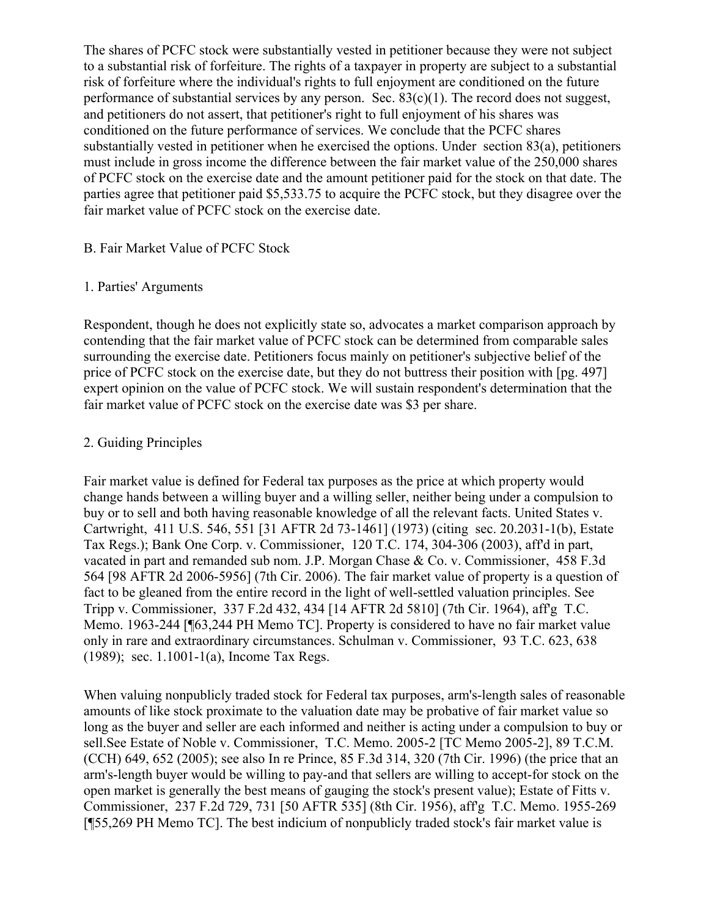The shares of PCFC stock were substantially vested in petitioner because they were not subject to a substantial risk of forfeiture. The rights of a taxpayer in property are subject to a substantial risk of forfeiture where the individual's rights to full enjoyment are conditioned on the future performance of substantial services by any person. Sec. 83(c)(1). The record does not suggest, and petitioners do not assert, that petitioner's right to full enjoyment of his shares was conditioned on the future performance of services. We conclude that the PCFC shares substantially vested in petitioner when he exercised the options. Under section 83(a), petitioners must include in gross income the difference between the fair market value of the 250,000 shares of PCFC stock on the exercise date and the amount petitioner paid for the stock on that date. The parties agree that petitioner paid $5,533.75 to acquire the PCFC stock, but they disagree over the fair market value of PCFC stock on the exercise date.

B. Fair Market Value of PCFC Stock

1. Parties' Arguments

Respondent, though he does not explicitly state so, advocates a market comparison approach by contending that the fair market value of PCFC stock can be determined from comparable sales surrounding the exercise date. Petitioners focus mainly on petitioner's subjective belief of the price of PCFC stock on the exercise date, but they do not buttress their position with [pg. 497] expert opinion on the value of PCFC stock. We will sustain respondent's determination that the fair market value of PCFC stock on the exercise date was $3 per share.

2. Guiding Principles

Fair market value is defined for Federal tax purposes as the price at which property would change hands between a willing buyer and a willing seller, neither being under a compulsion to buy or to sell and both having reasonable knowledge of all the relevant facts. United States v. Cartwright, 411 U.S. 546, 551 [31 AFTR 2d 73-1461] (1973) (citing sec. 20.2031-1(b), Estate Tax Regs.); Bank One Corp. v. Commissioner, 120 T.C. 174, 304-306 (2003), aff'd in part, vacated in part and remanded sub nom. J.P. Morgan Chase & Co. v. Commissioner, 458 F.3d 564 [98 AFTR 2d 2006-5956] (7th Cir. 2006). The fair market value of property is a question of fact to be gleaned from the entire record in the light of well-settled valuation principles. See Tripp v. Commissioner, 337 F.2d 432, 434 [14 AFTR 2d 5810] (7th Cir. 1964), aff'g T.C. Memo. 1963-244 [¶63,244 PH Memo TC]. Property is considered to have no fair market value only in rare and extraordinary circumstances. Schulman v. Commissioner, 93 T.C. 623, 638 (1989); sec. 1.1001-1(a), Income Tax Regs.

When valuing nonpublicly traded stock for Federal tax purposes, arm's-length sales of reasonable amounts of like stock proximate to the valuation date may be probative of fair market value so long as the buyer and seller are each informed and neither is acting under a compulsion to buy or sell.See Estate of Noble v. Commissioner, T.C. Memo. 2005-2 [TC Memo 2005-2], 89 T.C.M. (CCH) 649, 652 (2005); see also In re Prince, 85 F.3d 314, 320 (7th Cir. 1996) (the price that an arm's-length buyer would be willing to pay-and that sellers are willing to accept-for stock on the open market is generally the best means of gauging the stock's present value); Estate of Fitts v. Commissioner, 237 F.2d 729, 731 [50 AFTR 535] (8th Cir. 1956), aff'g T.C. Memo. 1955-269 [¶55,269 PH Memo TC]. The best indicium of nonpublicly traded stock's fair market value is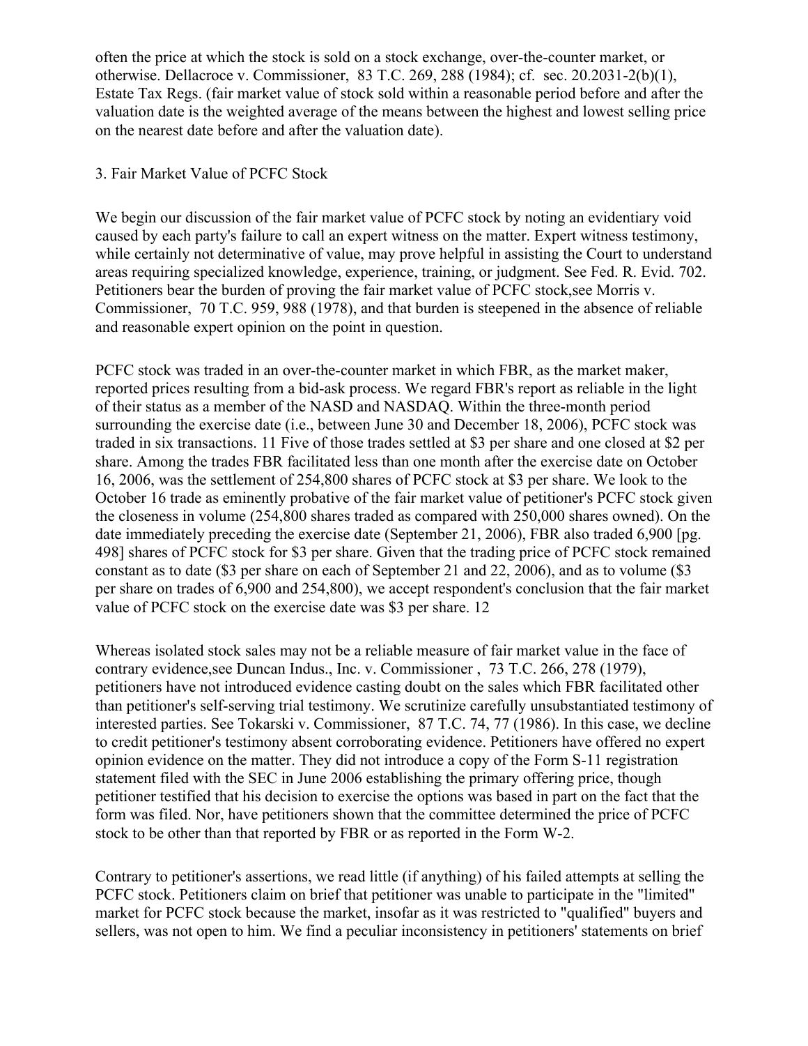often the price at which the stock is sold on a stock exchange, over-the-counter market, or otherwise. Dellacroce v. Commissioner, 83 T.C. 269, 288 (1984); cf. sec. 20.2031-2(b)(1), Estate Tax Regs. (fair market value of stock sold within a reasonable period before and after the valuation date is the weighted average of the means between the highest and lowest selling price on the nearest date before and after the valuation date).

3. Fair Market Value of PCFC Stock

We begin our discussion of the fair market value of PCFC stock by noting an evidentiary void caused by each party's failure to call an expert witness on the matter. Expert witness testimony, while certainly not determinative of value, may prove helpful in assisting the Court to understand areas requiring specialized knowledge, experience, training, or judgment. See Fed. R. Evid. 702. Petitioners bear the burden of proving the fair market value of PCFC stock,see Morris v. Commissioner, 70 T.C. 959, 988 (1978), and that burden is steepened in the absence of reliable and reasonable expert opinion on the point in question.

PCFC stock was traded in an over-the-counter market in which FBR, as the market maker, reported prices resulting from a bid-ask process. We regard FBR's report as reliable in the light of their status as a member of the NASD and NASDAQ. Within the three-month period surrounding the exercise date (i.e., between June 30 and December 18, 2006), PCFC stock was traded in six transactions. 11 Five of those trades settled at $3 per share and one closed at $2 per share. Among the trades FBR facilitated less than one month after the exercise date on October 16, 2006, was the settlement of 254,800 shares of PCFC stock at $3 per share. We look to the October 16 trade as eminently probative of the fair market value of petitioner's PCFC stock given the closeness in volume (254,800 shares traded as compared with 250,000 shares owned). On the date immediately preceding the exercise date (September 21, 2006), FBR also traded 6,900 [pg. 498] shares of PCFC stock for $3 per share. Given that the trading price of PCFC stock remained constant as to date ($3 per share on each of September 21 and 22, 2006), and as to volume ($3 per share on trades of 6,900 and 254,800), we accept respondent's conclusion that the fair market value of PCFC stock on the exercise date was $3 per share. 12

Whereas isolated stock sales may not be a reliable measure of fair market value in the face of contrary evidence,see Duncan Indus., Inc. v. Commissioner , 73 T.C. 266, 278 (1979), petitioners have not introduced evidence casting doubt on the sales which FBR facilitated other than petitioner's self-serving trial testimony. We scrutinize carefully unsubstantiated testimony of interested parties. See Tokarski v. Commissioner, 87 T.C. 74, 77 (1986). In this case, we decline to credit petitioner's testimony absent corroborating evidence. Petitioners have offered no expert opinion evidence on the matter. They did not introduce a copy of the Form S-11 registration statement filed with the SEC in June 2006 establishing the primary offering price, though petitioner testified that his decision to exercise the options was based in part on the fact that the form was filed. Nor, have petitioners shown that the committee determined the price of PCFC stock to be other than that reported by FBR or as reported in the Form W-2.

Contrary to petitioner's assertions, we read little (if anything) of his failed attempts at selling the PCFC stock. Petitioners claim on brief that petitioner was unable to participate in the "limited" market for PCFC stock because the market, insofar as it was restricted to "qualified" buyers and sellers, was not open to him. We find a peculiar inconsistency in petitioners' statements on brief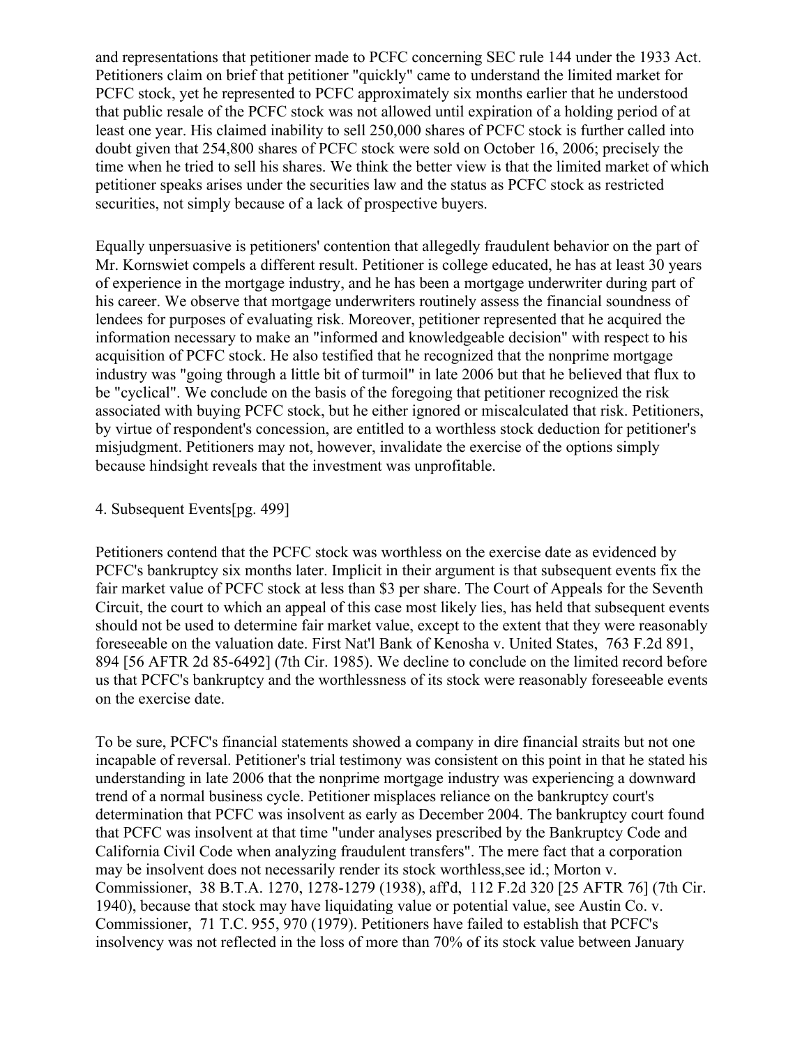and representations that petitioner made to PCFC concerning SEC rule 144 under the 1933 Act. Petitioners claim on brief that petitioner "quickly" came to understand the limited market for PCFC stock, yet he represented to PCFC approximately six months earlier that he understood that public resale of the PCFC stock was not allowed until expiration of a holding period of at least one year. His claimed inability to sell 250,000 shares of PCFC stock is further called into doubt given that 254,800 shares of PCFC stock were sold on October 16, 2006; precisely the time when he tried to sell his shares. We think the better view is that the limited market of which petitioner speaks arises under the securities law and the status as PCFC stock as restricted securities, not simply because of a lack of prospective buyers.

Equally unpersuasive is petitioners' contention that allegedly fraudulent behavior on the part of Mr. Kornswiet compels a different result. Petitioner is college educated, he has at least 30 years of experience in the mortgage industry, and he has been a mortgage underwriter during part of his career. We observe that mortgage underwriters routinely assess the financial soundness of lendees for purposes of evaluating risk. Moreover, petitioner represented that he acquired the information necessary to make an "informed and knowledgeable decision" with respect to his acquisition of PCFC stock. He also testified that he recognized that the nonprime mortgage industry was "going through a little bit of turmoil" in late 2006 but that he believed that flux to be "cyclical". We conclude on the basis of the foregoing that petitioner recognized the risk associated with buying PCFC stock, but he either ignored or miscalculated that risk. Petitioners, by virtue of respondent's concession, are entitled to a worthless stock deduction for petitioner's misjudgment. Petitioners may not, however, invalidate the exercise of the options simply because hindsight reveals that the investment was unprofitable.

4. Subsequent Events[pg. 499]

Petitioners contend that the PCFC stock was worthless on the exercise date as evidenced by PCFC's bankruptcy six months later. Implicit in their argument is that subsequent events fix the fair market value of PCFC stock at less than $3 per share. The Court of Appeals for the Seventh Circuit, the court to which an appeal of this case most likely lies, has held that subsequent events should not be used to determine fair market value, except to the extent that they were reasonably foreseeable on the valuation date. First Nat'l Bank of Kenosha v. United States, 763 F.2d 891, 894 [56 AFTR 2d 85-6492] (7th Cir. 1985). We decline to conclude on the limited record before us that PCFC's bankruptcy and the worthlessness of its stock were reasonably foreseeable events on the exercise date.

To be sure, PCFC's financial statements showed a company in dire financial straits but not one incapable of reversal. Petitioner's trial testimony was consistent on this point in that he stated his understanding in late 2006 that the nonprime mortgage industry was experiencing a downward trend of a normal business cycle. Petitioner misplaces reliance on the bankruptcy court's determination that PCFC was insolvent as early as December 2004. The bankruptcy court found that PCFC was insolvent at that time "under analyses prescribed by the Bankruptcy Code and California Civil Code when analyzing fraudulent transfers". The mere fact that a corporation may be insolvent does not necessarily render its stock worthless,see id.; Morton v. Commissioner, 38 B.T.A. 1270, 1278-1279 (1938), aff'd, 112 F.2d 320 [25 AFTR 76] (7th Cir. 1940), because that stock may have liquidating value or potential value, see Austin Co. v. Commissioner, 71 T.C. 955, 970 (1979). Petitioners have failed to establish that PCFC's insolvency was not reflected in the loss of more than 70% of its stock value between January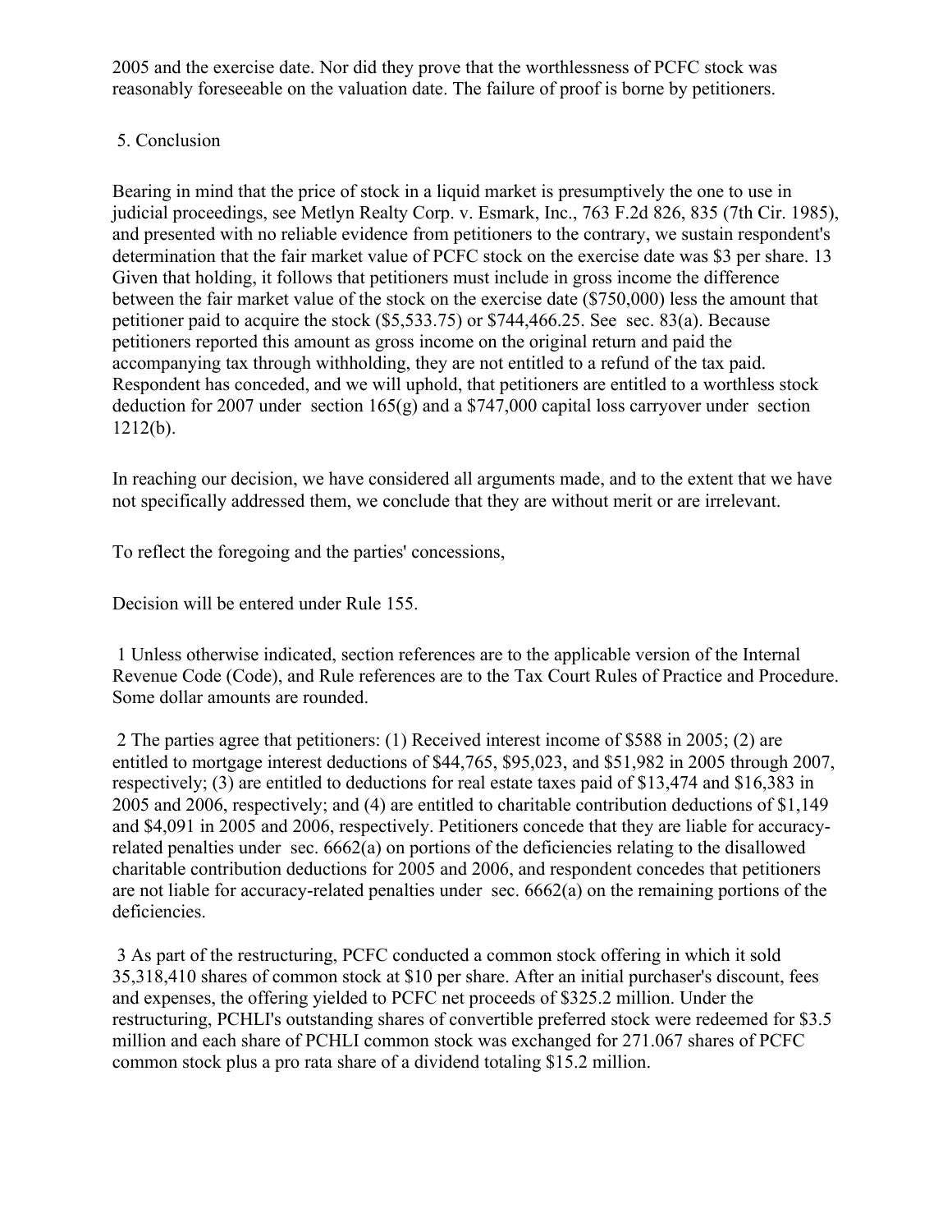2005 and the exercise date. Nor did they prove that the worthlessness of PCFC stock was reasonably foreseeable on the valuation date. The failure of proof is borne by petitioners.

5. Conclusion

Bearing in mind that the price of stock in a liquid market is presumptively the one to use in judicial proceedings, see Metlyn Realty Corp. v. Esmark, Inc., 763 F.2d 826, 835 (7th Cir. 1985), and presented with no reliable evidence from petitioners to the contrary, we sustain respondent's determination that the fair market value of PCFC stock on the exercise date was $3 per share. 13 Given that holding, it follows that petitioners must include in gross income the difference between the fair market value of the stock on the exercise date ($750,000) less the amount that petitioner paid to acquire the stock ($5,533.75) or $744,466.25. See sec. 83(a). Because petitioners reported this amount as gross income on the original return and paid the accompanying tax through withholding, they are not entitled to a refund of the tax paid. Respondent has conceded, and we will uphold, that petitioners are entitled to a worthless stock deduction for 2007 under section 165(g) and a $747,000 capital loss carryover under section 1212(b).

In reaching our decision, we have considered all arguments made, and to the extent that we have not specifically addressed them, we conclude that they are without merit or are irrelevant.

To reflect the foregoing and the parties' concessions,

Decision will be entered under Rule 155.

1 Unless otherwise indicated, section references are to the applicable version of the Internal Revenue Code (Code), and Rule references are to the Tax Court Rules of Practice and Procedure. Some dollar amounts are rounded.

2 The parties agree that petitioners: (1) Received interest income of $588 in 2005; (2) are entitled to mortgage interest deductions of $44,765, $95,023, and $51,982 in 2005 through 2007, respectively; (3) are entitled to deductions for real estate taxes paid of $13,474 and $16,383 in 2005 and 2006, respectively; and (4) are entitled to charitable contribution deductions of $1,149 and $4,091 in 2005 and 2006, respectively. Petitioners concede that they are liable for accuracy-related penalties under sec. 6662(a) on portions of the deficiencies relating to the disallowed charitable contribution deductions for 2005 and 2006, and respondent concedes that petitioners are not liable for accuracy-related penalties under sec. 6662(a) on the remaining portions of the deficiencies.

3 As part of the restructuring, PCFC conducted a common stock offering in which it sold 35,318,410 shares of common stock at $10 per share. After an initial purchaser's discount, fees and expenses, the offering yielded to PCFC net proceeds of $325.2 million. Under the restructuring, PCHLI's outstanding shares of convertible preferred stock were redeemed for $3.5 million and each share of PCHLI common stock was exchanged for 271.067 shares of PCFC common stock plus a pro rata share of a dividend totaling $15.2 million.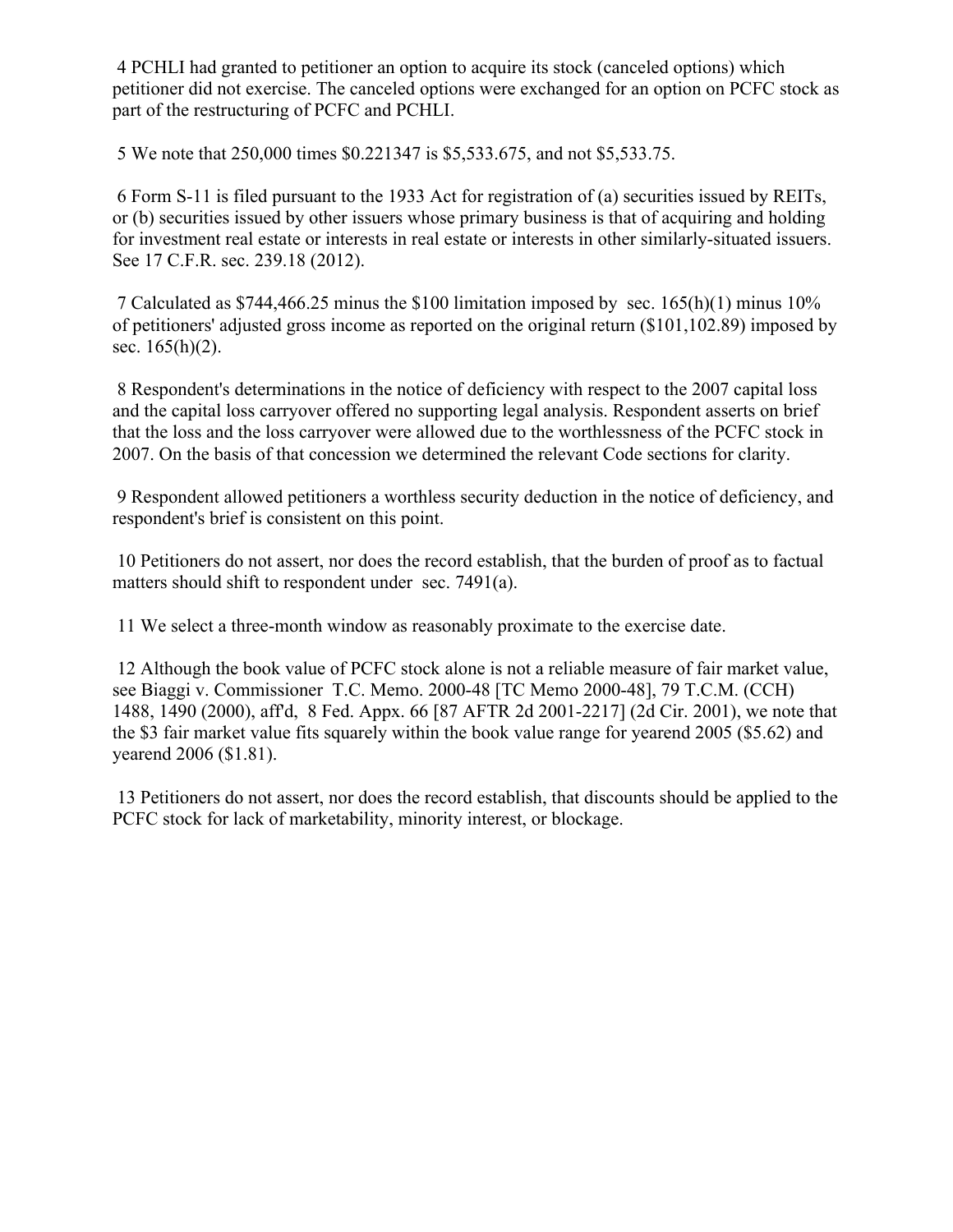4 PCHLI had granted to petitioner an option to acquire its stock (canceled options) which petitioner did not exercise. The canceled options were exchanged for an option on PCFC stock as part of the restructuring of PCFC and PCHLI.

5 We note that 250,000 times $0.221347 is $5,533.675, and not $5,533.75.

6 Form S-11 is filed pursuant to the 1933 Act for registration of (a) securities issued by REITs, or (b) securities issued by other issuers whose primary business is that of acquiring and holding for investment real estate or interests in real estate or interests in other similarly-situated issuers. See 17 C.F.R. sec. 239.18 (2012).

7 Calculated as $744,466.25 minus the $100 limitation imposed by sec. 165(h)(1) minus 10% of petitioners' adjusted gross income as reported on the original return ($101,102.89) imposed by sec. 165(h)(2).

8 Respondent's determinations in the notice of deficiency with respect to the 2007 capital loss and the capital loss carryover offered no supporting legal analysis. Respondent asserts on brief that the loss and the loss carryover were allowed due to the worthlessness of the PCFC stock in 2007. On the basis of that concession we determined the relevant Code sections for clarity.

9 Respondent allowed petitioners a worthless security deduction in the notice of deficiency, and respondent's brief is consistent on this point.

10 Petitioners do not assert, nor does the record establish, that the burden of proof as to factual matters should shift to respondent under sec. 7491(a).

11 We select a three-month window as reasonably proximate to the exercise date.

12 Although the book value of PCFC stock alone is not a reliable measure of fair market value, see Biaggi v. Commissioner T.C. Memo. 2000-48 [TC Memo 2000-48], 79 T.C.M. (CCH) 1488, 1490 (2000), aff'd, 8 Fed. Appx. 66 [87 AFTR 2d 2001-2217] (2d Cir. 2001), we note that the $3 fair market value fits squarely within the book value range for yearend 2005 ($5.62) and yearend 2006 ($1.81).

13 Petitioners do not assert, nor does the record establish, that discounts should be applied to the PCFC stock for lack of marketability, minority interest, or blockage.